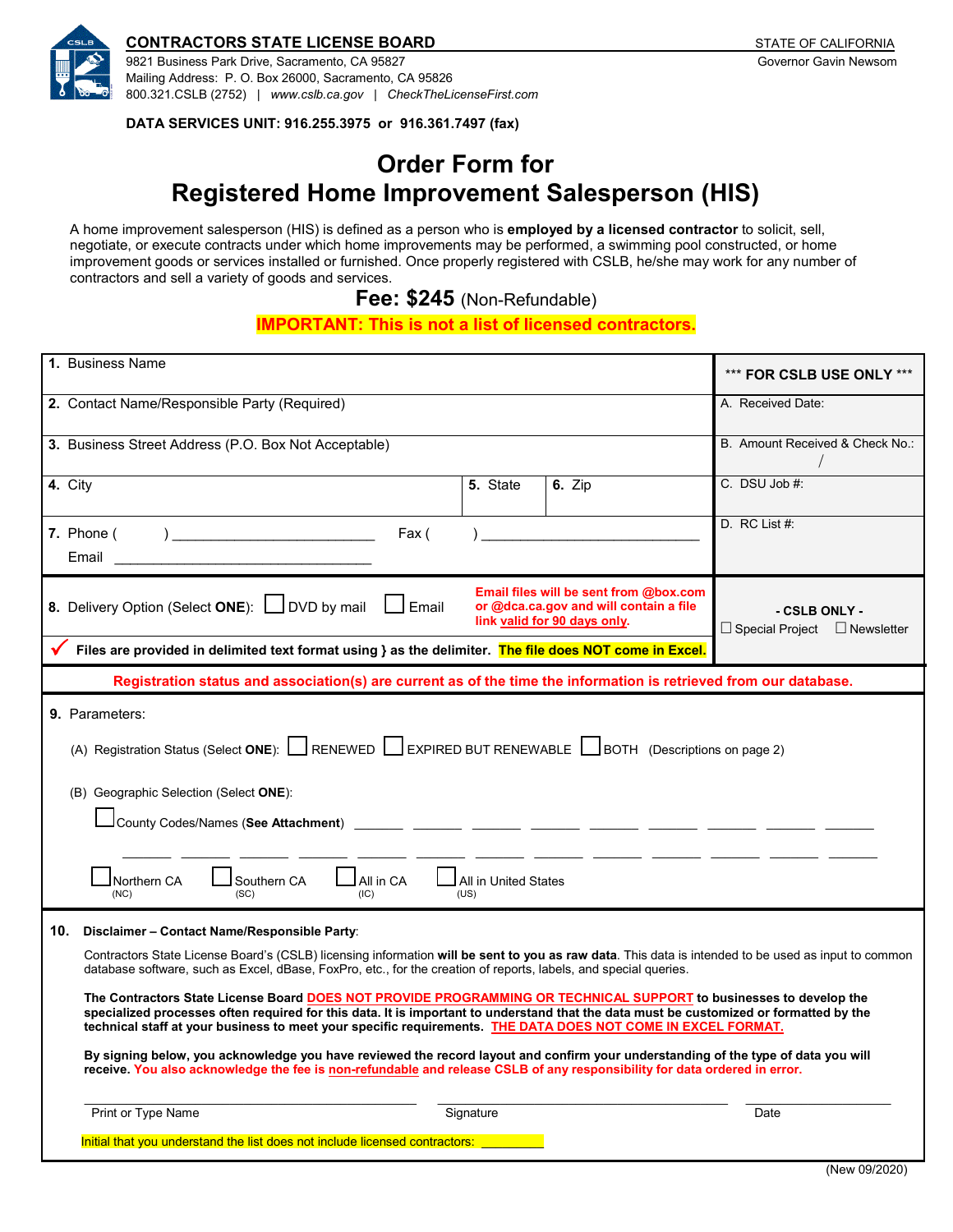**CONTRACTORS STATE LICENSE BOARD**
9821 Business Park Drive, Sacramento, CA 95827
Mailing Address: P. O. Box 26000, Sacramento, CA 95826
800.321.CSLB (2752) | *www.cslb.ca.gov* | *CheckTheLicenseFirst.com*

STATE OF CALIFORNIA
Governor Gavin Newsom

**DATA SERVICES UNIT: 916.255.3975 or 916.361.7497 (fax)**

# Order Form for Registered Home Improvement Salesperson (HIS)

A home improvement salesperson (HIS) is defined as a person who is **employed by a licensed contractor** to solicit, sell, negotiate, or execute contracts under which home improvements may be performed, a swimming pool constructed, or home improvement goods or services installed or furnished. Once properly registered with CSLB, he/she may work for any number of contractors and sell a variety of goods and services.

**Fee: $245** (Non-Refundable)

**IMPORTANT: This is not a list of licensed contractors.**

| | |
|---|---|
| **1.** Business Name | \*\*\* **FOR CSLB USE ONLY** \*\*\* |
| **2.** Contact Name/Responsible Party (Required) | A. Received Date: |
| **3.** Business Street Address (P.O. Box Not Acceptable) | B. Amount Received & Check No.: / |
| **4.** City &nbsp;&nbsp; **5.** State &nbsp;&nbsp; **6.** Zip | C. DSU Job #: |
| **7.** Phone ( ) ________ Fax ( ) ________ Email ________ | D. RC List #: |
| **8.** Delivery Option (Select **ONE**): ☐ DVD by mail ☐ Email — **Email files will be sent from @box.com or @dca.ca.gov and will contain a file link valid for 90 days only.** | **- CSLB ONLY -** ☐ Special Project ☐ Newsletter |
| ✓ **Files are provided in delimited text format using } as the delimiter. The file does NOT come in Excel.** | |

**Registration status and association(s) are current as of the time the information is retrieved from our database.**

**9.** Parameters:

(A) Registration Status (Select **ONE**): ☐ RENEWED ☐ EXPIRED BUT RENEWABLE ☐ BOTH (Descriptions on page 2)

(B) Geographic Selection (Select **ONE**):

☐ County Codes/Names (**See Attachment**) _______ _______ _______ _______ _______ _______ _______ _______ _______

_______ _______ _______ _______ _______ _______ _______ _______ _______ _______ _______ _______ _______

☐ Northern CA (NC) ☐ Southern CA (SC) ☐ All in CA (IC) ☐ All in United States (US)

**10. Disclaimer – Contact Name/Responsible Party**:

Contractors State License Board's (CSLB) licensing information **will be sent to you as raw data**. This data is intended to be used as input to common database software, such as Excel, dBase, FoxPro, etc., for the creation of reports, labels, and special queries.

**The Contractors State License Board DOES NOT PROVIDE PROGRAMMING OR TECHNICAL SUPPORT to businesses to develop the specialized processes often required for this data. It is important to understand that the data must be customized or formatted by the technical staff at your business to meet your specific requirements. THE DATA DOES NOT COME IN EXCEL FORMAT.**

**By signing below, you acknowledge you have reviewed the record layout and confirm your understanding of the type of data you will receive. You also acknowledge the fee is non-refundable and release CSLB of any responsibility for data ordered in error.**

________________________ ________________________ ____________
Print or Type Name &nbsp;&nbsp;&nbsp;&nbsp; Signature &nbsp;&nbsp;&nbsp;&nbsp; Date

Initial that you understand the list does not include licensed contractors: ________

(New 09/2020)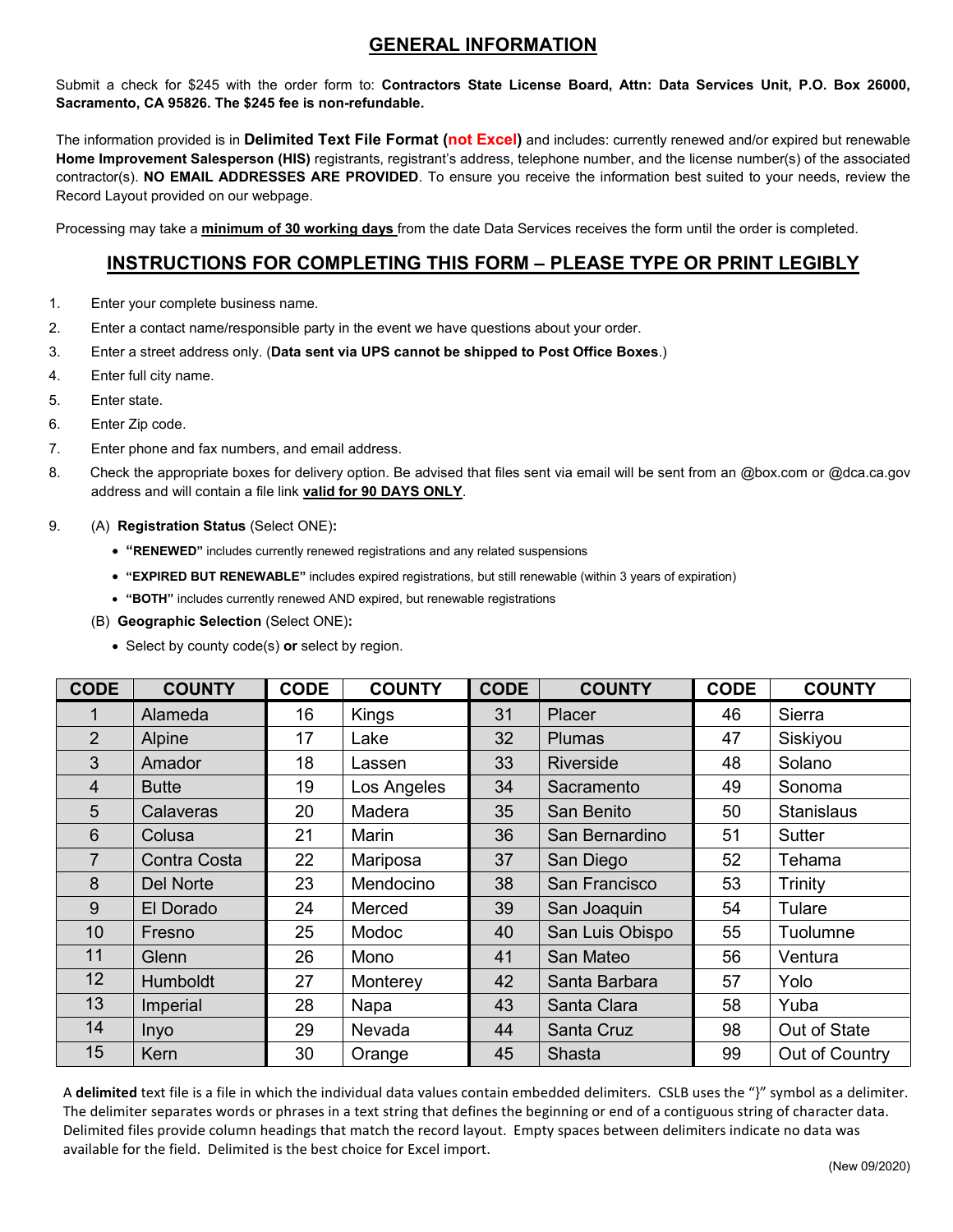## GENERAL INFORMATION

Submit a check for $245 with the order form to: **Contractors State License Board, Attn: Data Services Unit, P.O. Box 26000, Sacramento, CA 95826. The $245 fee is non-refundable.**

The information provided is in **Delimited Text File Format (not Excel)** and includes: currently renewed and/or expired but renewable **Home Improvement Salesperson (HIS)** registrants, registrant's address, telephone number, and the license number(s) of the associated contractor(s). **NO EMAIL ADDRESSES ARE PROVIDED**. To ensure you receive the information best suited to your needs, review the Record Layout provided on our webpage.

Processing may take a **minimum of 30 working days** from the date Data Services receives the form until the order is completed.

## INSTRUCTIONS FOR COMPLETING THIS FORM – PLEASE TYPE OR PRINT LEGIBLY

1. Enter your complete business name.
2. Enter a contact name/responsible party in the event we have questions about your order.
3. Enter a street address only. (**Data sent via UPS cannot be shipped to Post Office Boxes**.)
4. Enter full city name.
5. Enter state.
6. Enter Zip code.
7. Enter phone and fax numbers, and email address.
8. Check the appropriate boxes for delivery option. Be advised that files sent via email will be sent from an @box.com or @dca.ca.gov address and will contain a file link **valid for 90 DAYS ONLY**.
9. (A) **Registration Status** (Select ONE)**:**
   - **"RENEWED"** includes currently renewed registrations and any related suspensions
   - **"EXPIRED BUT RENEWABLE"** includes expired registrations, but still renewable (within 3 years of expiration)
   - **"BOTH"** includes currently renewed AND expired, but renewable registrations

   (B) **Geographic Selection** (Select ONE)**:**
   - Select by county code(s) **or** select by region.

| CODE | COUNTY | CODE | COUNTY | CODE | COUNTY | CODE | COUNTY |
|---|---|---|---|---|---|---|---|
| 1 | Alameda | 16 | Kings | 31 | Placer | 46 | Sierra |
| 2 | Alpine | 17 | Lake | 32 | Plumas | 47 | Siskiyou |
| 3 | Amador | 18 | Lassen | 33 | Riverside | 48 | Solano |
| 4 | Butte | 19 | Los Angeles | 34 | Sacramento | 49 | Sonoma |
| 5 | Calaveras | 20 | Madera | 35 | San Benito | 50 | Stanislaus |
| 6 | Colusa | 21 | Marin | 36 | San Bernardino | 51 | Sutter |
| 7 | Contra Costa | 22 | Mariposa | 37 | San Diego | 52 | Tehama |
| 8 | Del Norte | 23 | Mendocino | 38 | San Francisco | 53 | Trinity |
| 9 | El Dorado | 24 | Merced | 39 | San Joaquin | 54 | Tulare |
| 10 | Fresno | 25 | Modoc | 40 | San Luis Obispo | 55 | Tuolumne |
| 11 | Glenn | 26 | Mono | 41 | San Mateo | 56 | Ventura |
| 12 | Humboldt | 27 | Monterey | 42 | Santa Barbara | 57 | Yolo |
| 13 | Imperial | 28 | Napa | 43 | Santa Clara | 58 | Yuba |
| 14 | Inyo | 29 | Nevada | 44 | Santa Cruz | 98 | Out of State |
| 15 | Kern | 30 | Orange | 45 | Shasta | 99 | Out of Country |

A **delimited** text file is a file in which the individual data values contain embedded delimiters. CSLB uses the "}" symbol as a delimiter. The delimiter separates words or phrases in a text string that defines the beginning or end of a contiguous string of character data. Delimited files provide column headings that match the record layout. Empty spaces between delimiters indicate no data was available for the field. Delimited is the best choice for Excel import.

(New 09/2020)